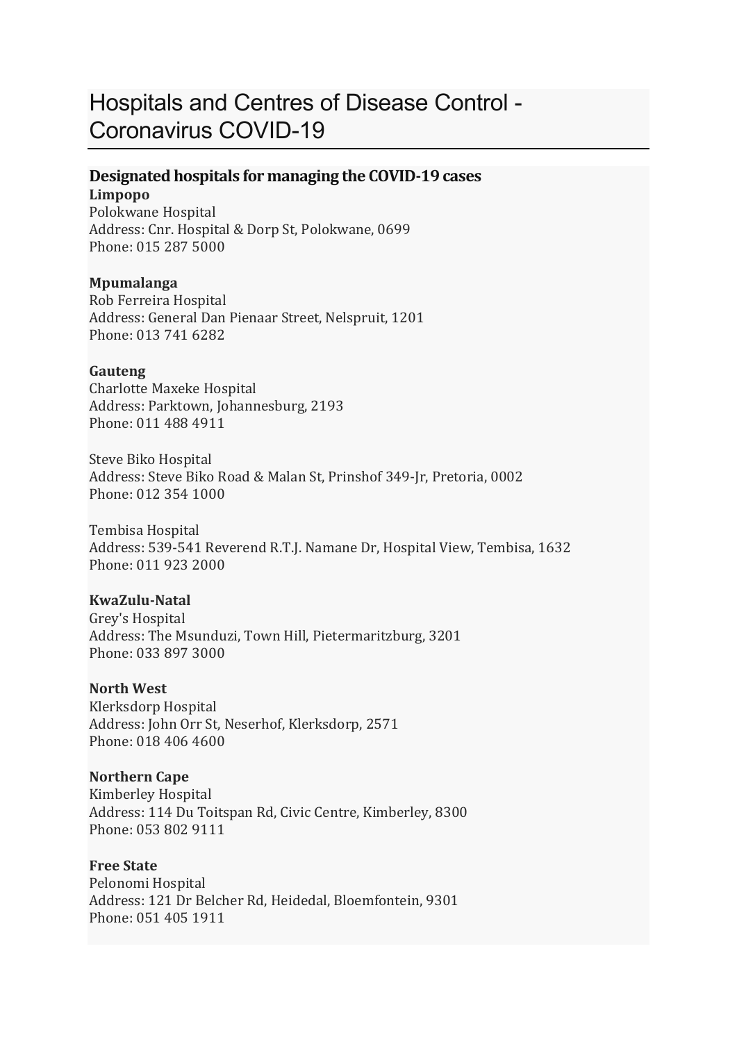# Hospitals and Centres of Disease Control - Coronavirus COVID-19

## Designated hospitals for managing the COVID-19 cases

**Limpopo**
Polokwane Hospital
Address: Cnr. Hospital & Dorp St, Polokwane, 0699
Phone: 015 287 5000

**Mpumalanga**
Rob Ferreira Hospital
Address: General Dan Pienaar Street, Nelspruit, 1201
Phone: 013 741 6282

**Gauteng**
Charlotte Maxeke Hospital
Address: Parktown, Johannesburg, 2193
Phone: 011 488 4911

Steve Biko Hospital
Address: Steve Biko Road & Malan St, Prinshof 349-Jr, Pretoria, 0002
Phone: 012 354 1000

Tembisa Hospital
Address: 539-541 Reverend R.T.J. Namane Dr, Hospital View, Tembisa, 1632
Phone: 011 923 2000

**KwaZulu-Natal**
Grey's Hospital
Address: The Msunduzi, Town Hill, Pietermaritzburg, 3201
Phone: 033 897 3000

**North West**
Klerksdorp Hospital
Address: John Orr St, Neserhof, Klerksdorp, 2571
Phone: 018 406 4600

**Northern Cape**
Kimberley Hospital
Address: 114 Du Toitspan Rd, Civic Centre, Kimberley, 8300
Phone: 053 802 9111

**Free State**
Pelonomi Hospital
Address: 121 Dr Belcher Rd, Heidedal, Bloemfontein, 9301
Phone: 051 405 1911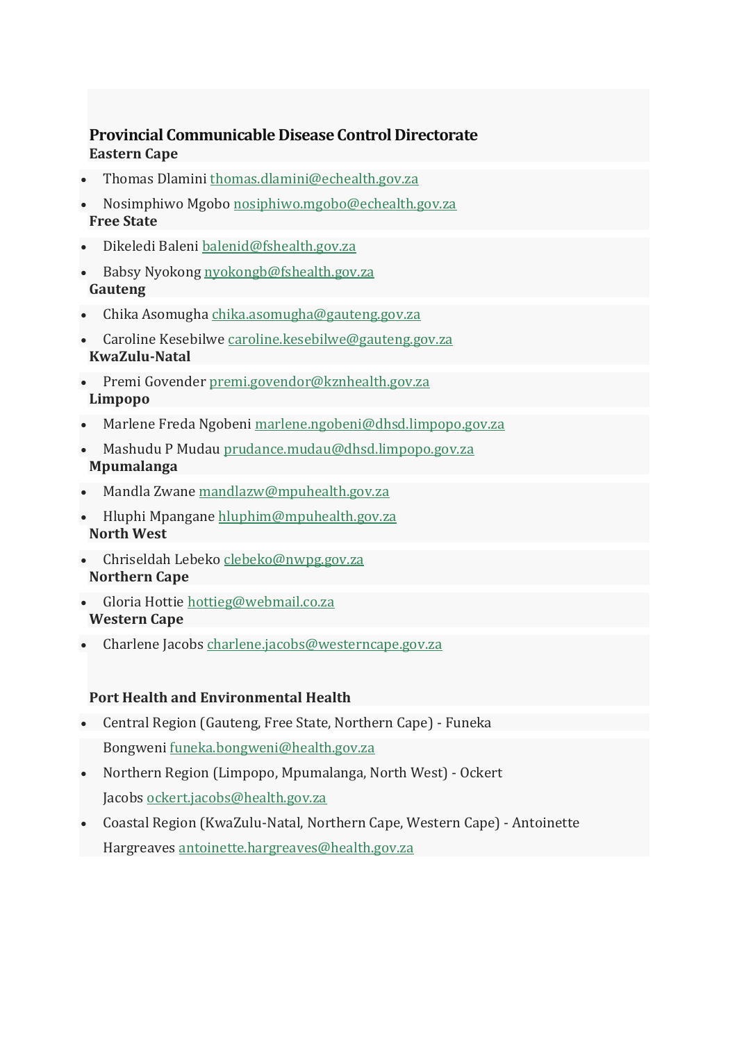## Provincial Communicable Disease Control Directorate

**Eastern Cape**

- Thomas Dlamini thomas.dlamini@echealth.gov.za
- Nosimphiwo Mgobo nosiphiwo.mgobo@echealth.gov.za

**Free State**

- Dikeledi Baleni balenid@fshealth.gov.za
- Babsy Nyokong nyokongb@fshealth.gov.za

**Gauteng**

- Chika Asomugha chika.asomugha@gauteng.gov.za
- Caroline Kesebilwe caroline.kesebilwe@gauteng.gov.za

**KwaZulu-Natal**

- Premi Govender premi.govendor@kznhealth.gov.za

**Limpopo**

- Marlene Freda Ngobeni marlene.ngobeni@dhsd.limpopo.gov.za
- Mashudu P Mudau prudance.mudau@dhsd.limpopo.gov.za

**Mpumalanga**

- Mandla Zwane mandlazw@mpuhealth.gov.za
- Hluphi Mpangane hluphim@mpuhealth.gov.za

**North West**

- Chriseldah Lebeko clebeko@nwpg.gov.za

**Northern Cape**

- Gloria Hottie hottieg@webmail.co.za

**Western Cape**

- Charlene Jacobs charlene.jacobs@westerncape.gov.za

**Port Health and Environmental Health**

- Central Region (Gauteng, Free State, Northern Cape) - Funeka Bongweni funeka.bongweni@health.gov.za
- Northern Region (Limpopo, Mpumalanga, North West) - Ockert Jacobs ockert.jacobs@health.gov.za
- Coastal Region (KwaZulu-Natal, Northern Cape, Western Cape) - Antoinette Hargreaves antoinette.hargreaves@health.gov.za